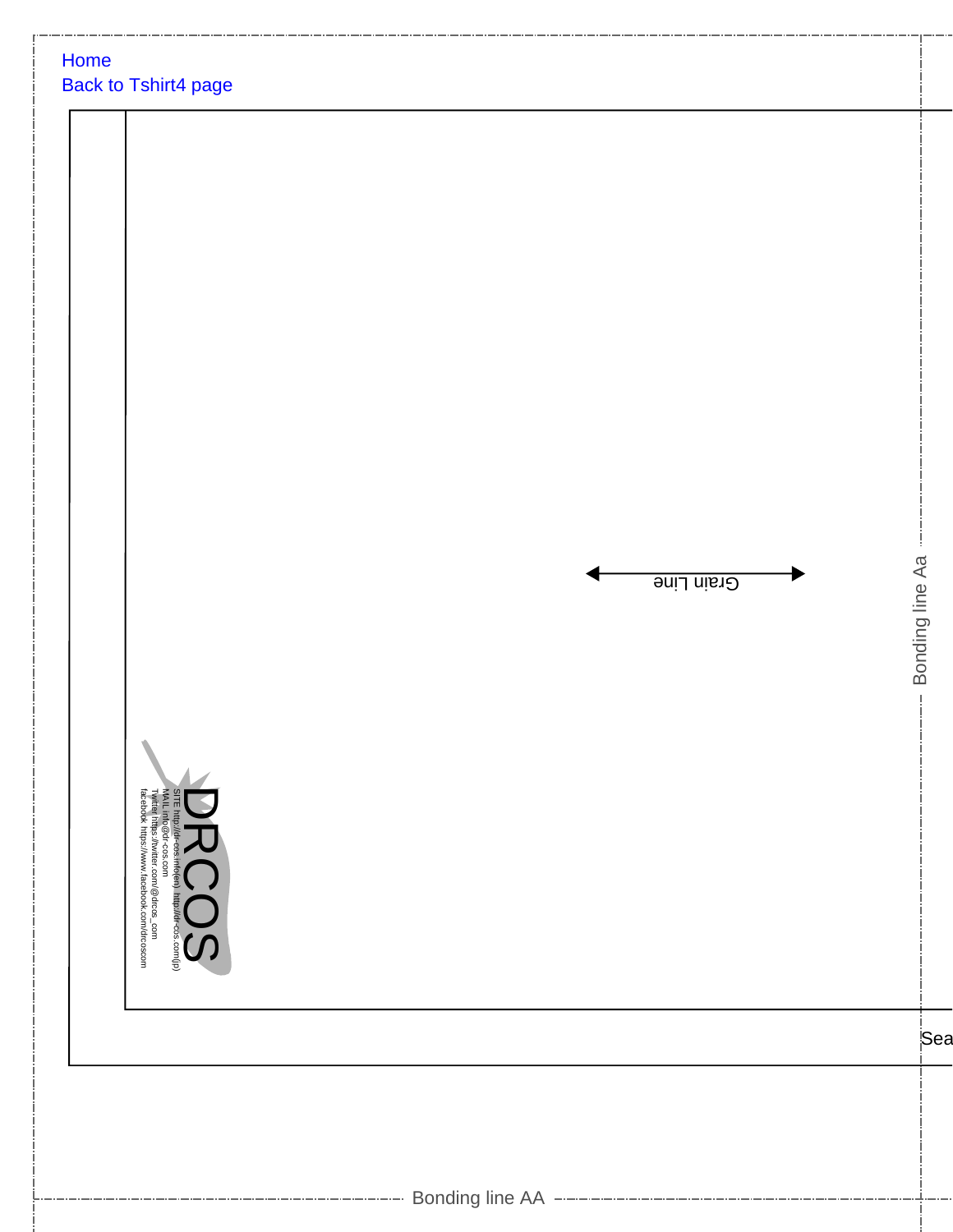Home

Back to Tshirt4 page

Grain Line

DRCOS

SITE http://dr-cos.info(en) http://dr-cos.com(jp)
MAIL info@dr-cos.com
Twitter https://twitter.com/@drcos_com
facebook https://www.facebook.com/drcoscom

Bonding line Aa

Sea

Bonding line AA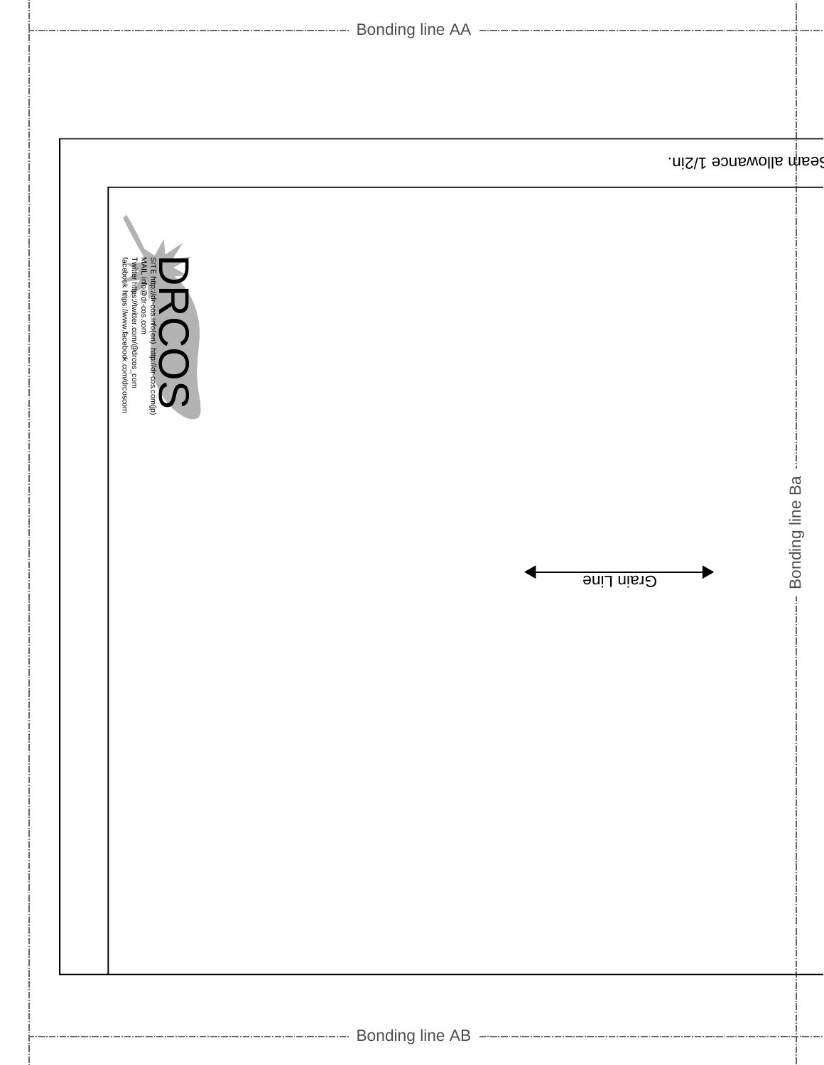Bonding line AA

Seam allowance 1/2in.

DRCOS

SITE http://dr-cos.info(en) http://dr-cos.com(jp)
MAIL info@dr-cos.com
Twitter https://twitter.com/@drcos_com
facebook https://www.facebook.com/drcoscom

Grain Line

Bonding line Ba

Bonding line AB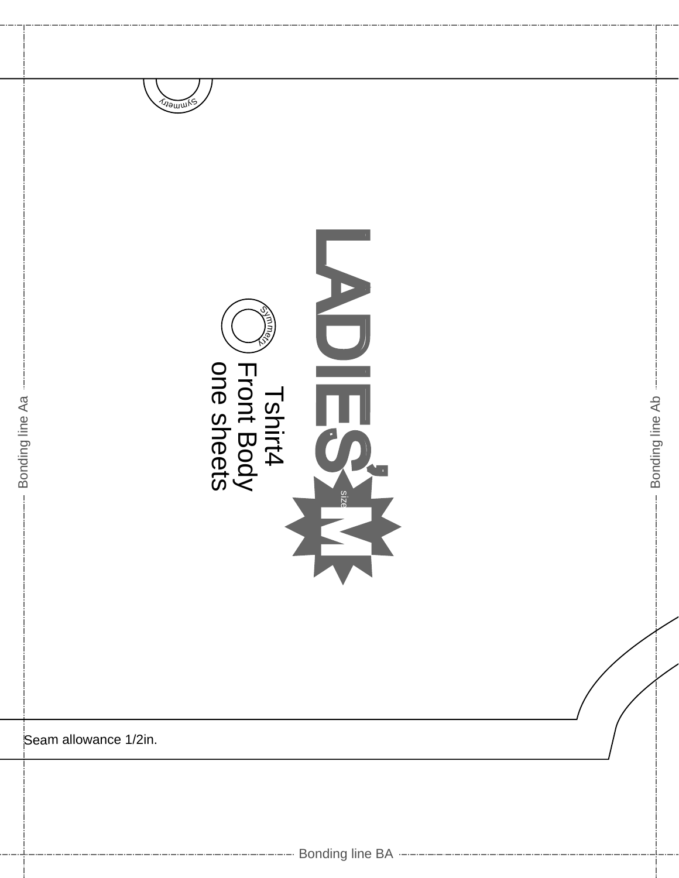Symmetry

LADIES'

size M

Symmetry

Tshirt4
Front Body
one sheets

Bonding line Aa

Bonding line Ab

Seam allowance 1/2in.

Bonding line BA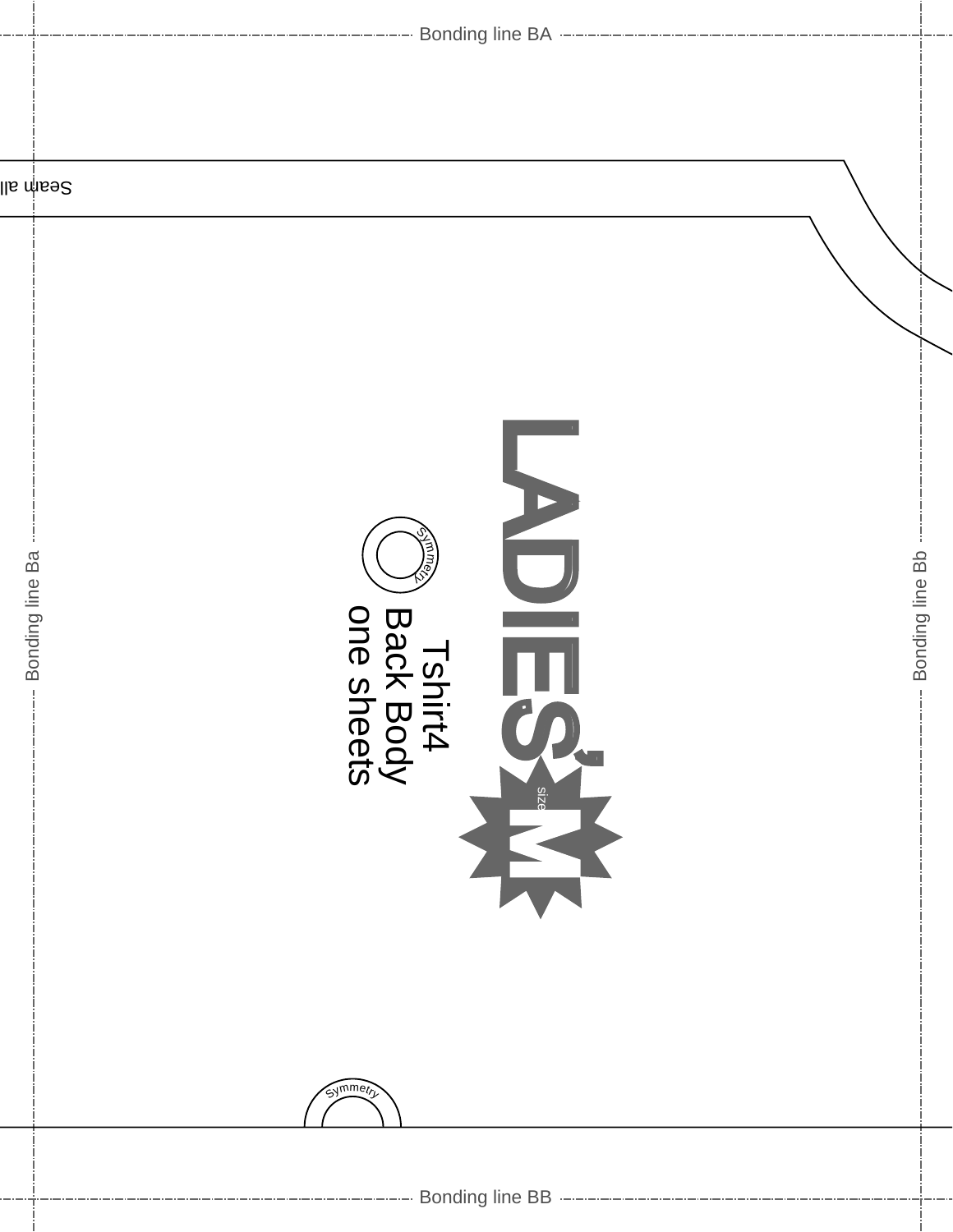Bonding line BA

Seam all

Bonding line Ba

Bonding line Bb

LADIES'

size M

Symmetry

Tshirt4
Back Body
one sheets

Symmetry

Bonding line BB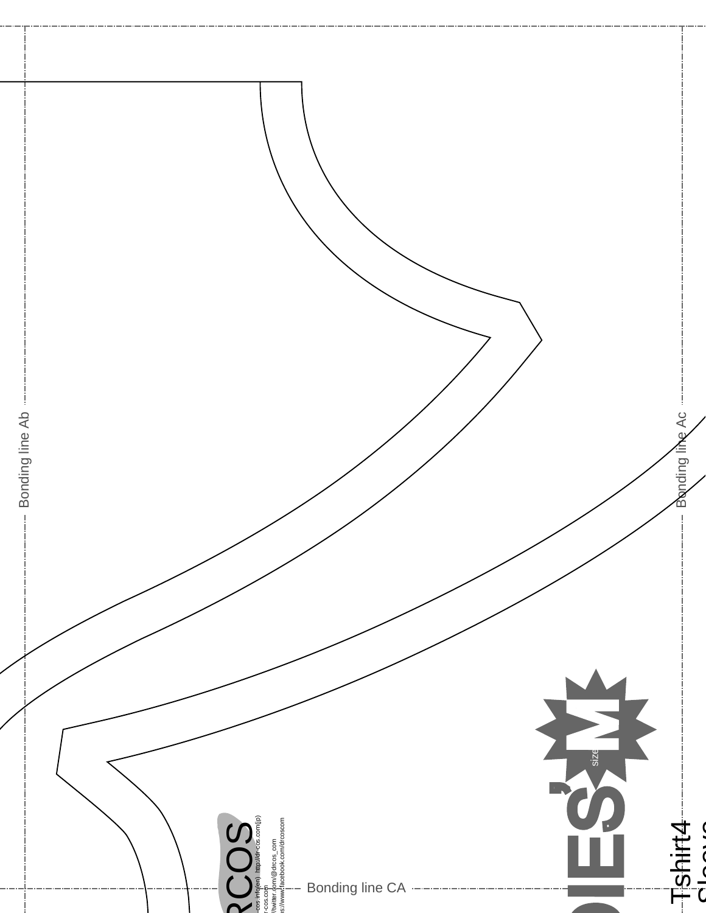Bonding line Ab

Bonding line Ac

Bonding line CA

RCOS

-cos.info(en) http://dr-cos.com(jp)

r-cos.com

//twitter.com/@drcos_com

s://www.facebook.com/drcoscom

DIES'

size

M

Tshirt4

Sleeve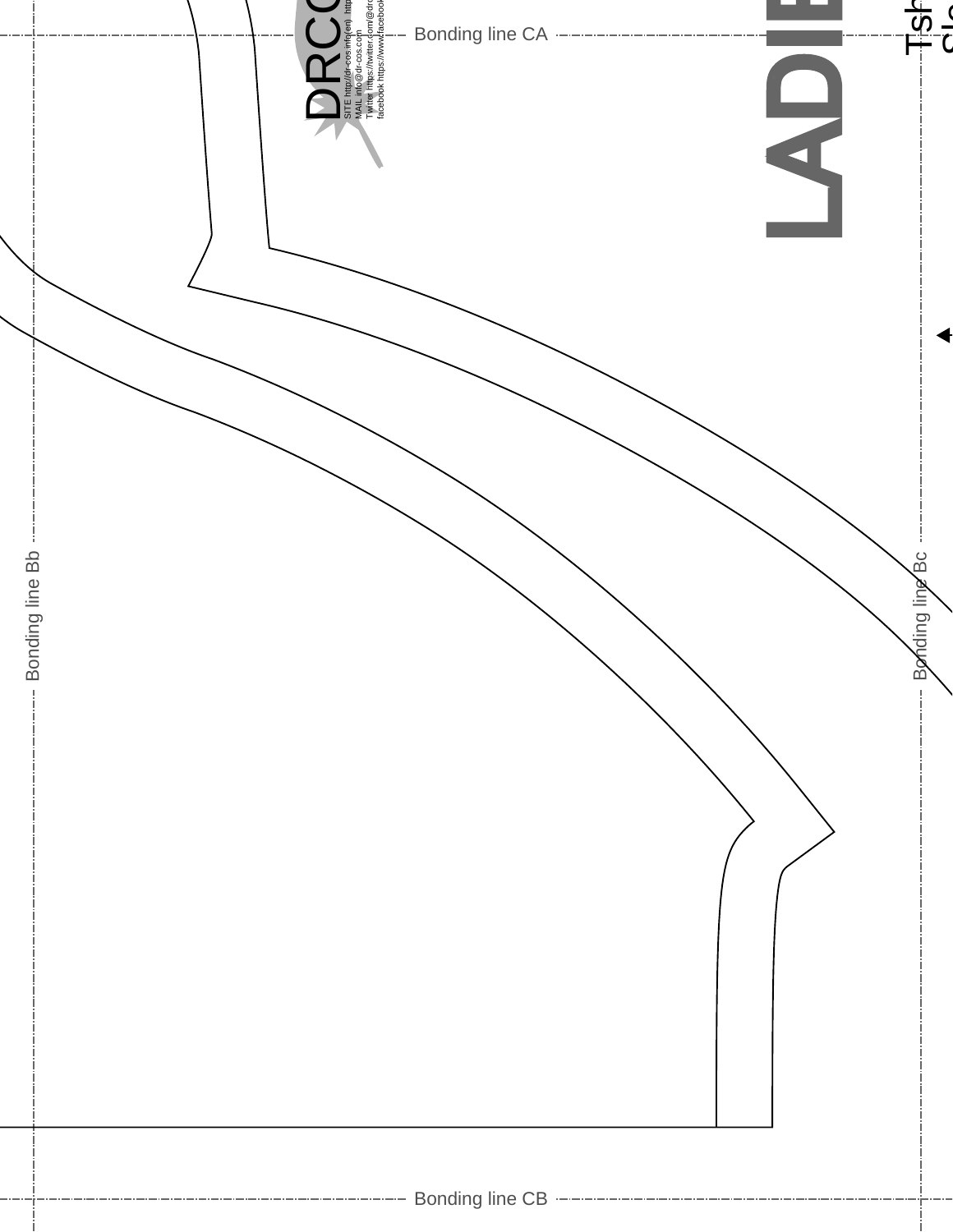Bonding line CA

DRCOS

SITE http://dr-cos.info(en) http

MAIL info@dr-cos.com

Twitter https://twitter.com/@drc

facebook https://www.facebook

LADIE

Tsh

Slo

Bonding line Bb

Bonding line Bc

Bonding line CB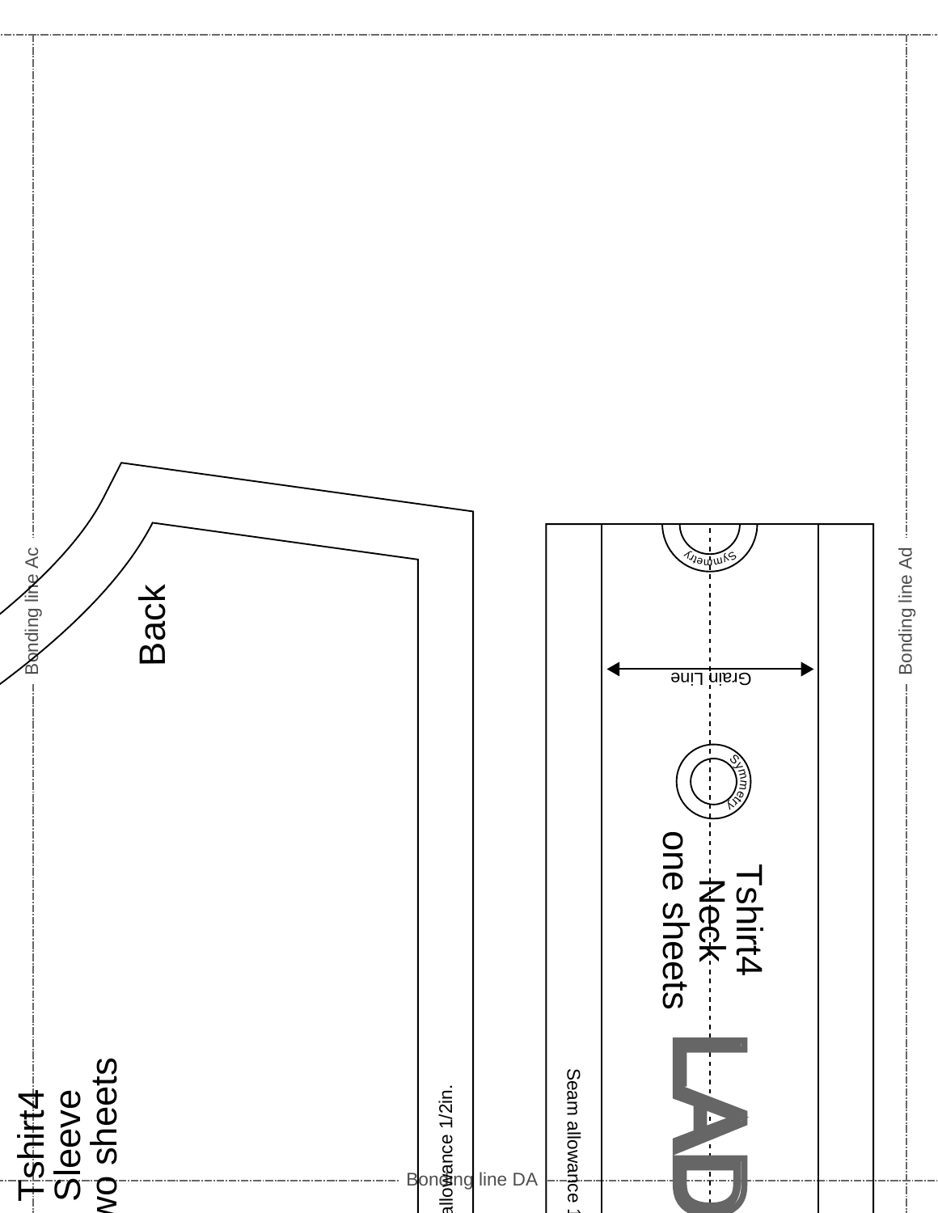Bonding line Ac

Bonding line Ad

Back

Tshirt4
Sleeve
wo sheets

allowance 1/2in.

Bonding line DA

Symmetry

Grain Line

Symmetry

Tshirt4
Neck
one sheets

LAD

Seam allowance 1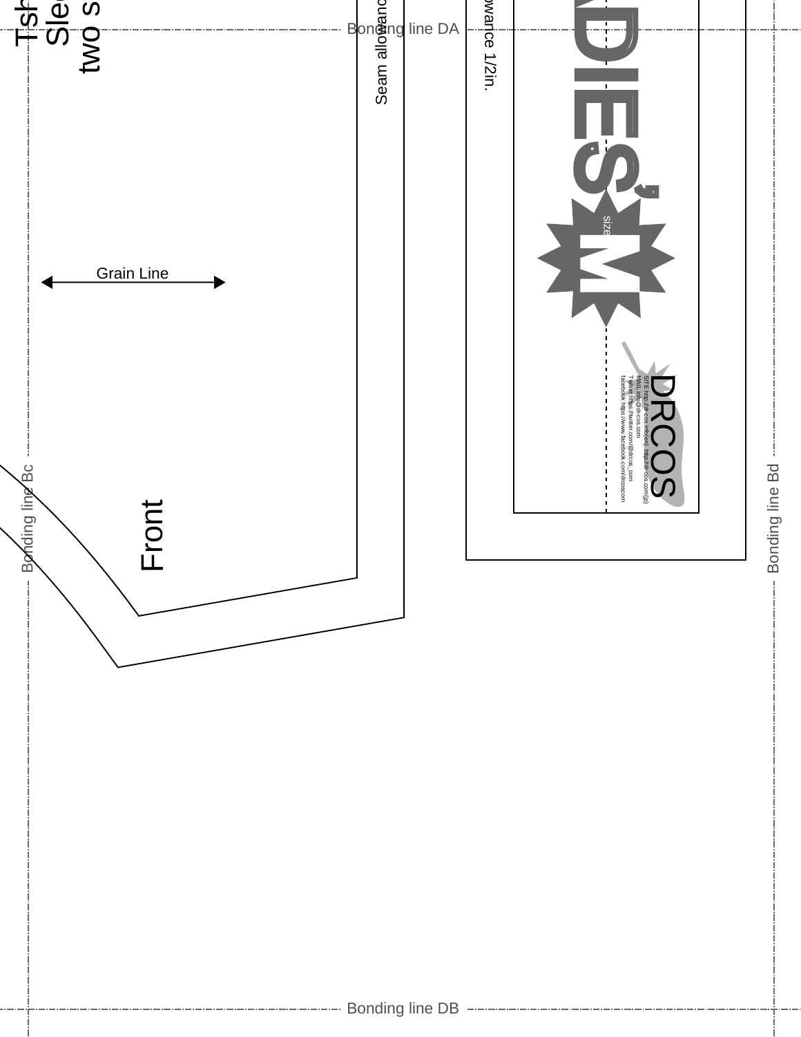Tsh

Sle

two s

Bonding line DA

Seam allowanc

owance 1/2in.

DIES'

size

M

Grain Line

DRCOS

SITE http://dr-cos.info(en) http://dr-cos.com(jp)

MAIL info@dr-cos.com

Twitter https://twitter.com/@drcos_com

facebook https://www.facebook.com/drcoscom

Bonding line Bc

Front

Bonding line Bd

Bonding line DB